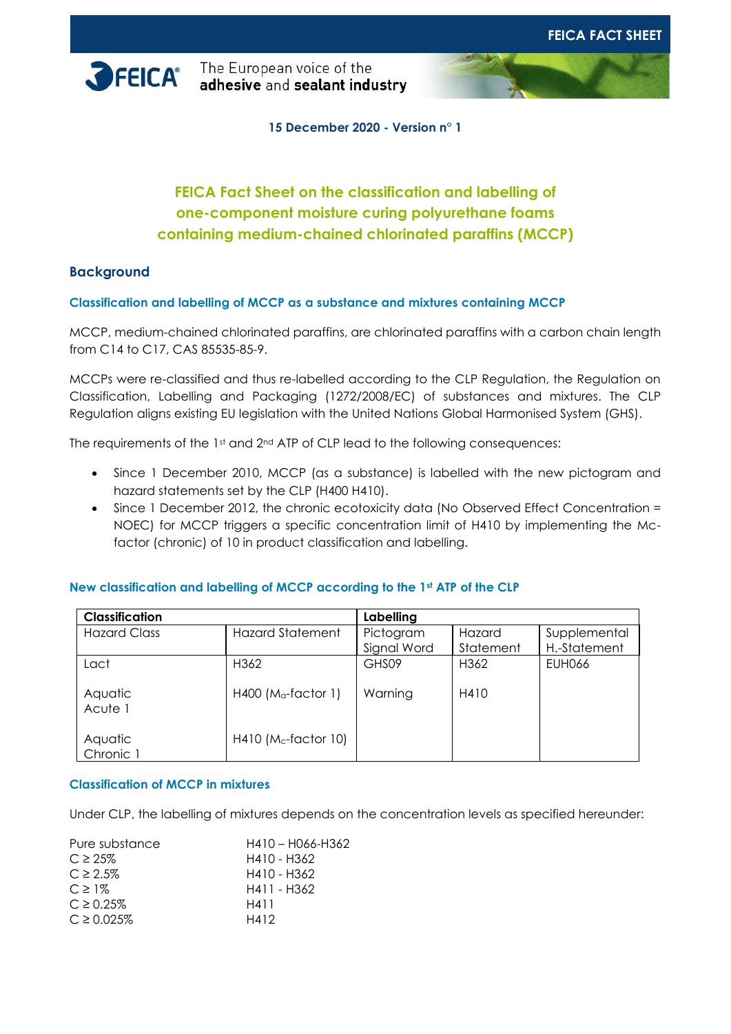15 December 2020 - Version n° 1

# FEICA Fact Sheet on the classification and labelling of one-component moisture curing polyurethane foams containing medium-chained chlorinated paraffins (MCCP)

## Background

### Classification and labelling of MCCP as a substance and mixtures containing MCCP

MCCP, medium-chained chlorinated paraffins, are chlorinated paraffins with a carbon chain length from C14 to C17, CAS 85535-85-9.

MCCPs were re-classified and thus re-labelled according to the CLP Regulation, the Regulation on Classification, Labelling and Packaging (1272/2008/EC) of substances and mixtures. The CLP Regulation aligns existing EU legislation with the United Nations Global Harmonised System (GHS).

The requirements of the 1st and 2nd ATP of CLP lead to the following consequences:

- Since 1 December 2010, MCCP (as a substance) is labelled with the new pictogram and hazard statements set by the CLP (H400 H410).
- Since 1 December 2012, the chronic ecotoxicity data (No Observed Effect Concentration = NOEC) for MCCP triggers a specific concentration limit of H410 by implementing the Mc-factor (chronic) of 10 in product classification and labelling.

### New classification and labelling of MCCP according to the 1st ATP of the CLP

| Classification | | Labelling | | |
|---|---|---|---|---|
| Hazard Class | Hazard Statement | Pictogram Signal Word | Hazard Statement | Supplemental H.-Statement |
| Lact<br><br>Aquatic Acute 1<br><br>Aquatic Chronic 1 | H362<br><br>H400 ($M_a$-factor 1)<br><br>H410 ($M_c$-factor 10) | GHS09<br><br>Warning | H362<br><br>H410 | EUH066 |

### Classification of MCCP in mixtures

Under CLP, the labelling of mixtures depends on the concentration levels as specified hereunder:

| | |
|---|---|
| Pure substance | H410 – H066-H362 |
| C ≥ 25% | H410 - H362 |
| C ≥ 2.5% | H410 - H362 |
| C ≥ 1% | H411 - H362 |
| C ≥ 0.25% | H411 |
| C ≥ 0.025% | H412 |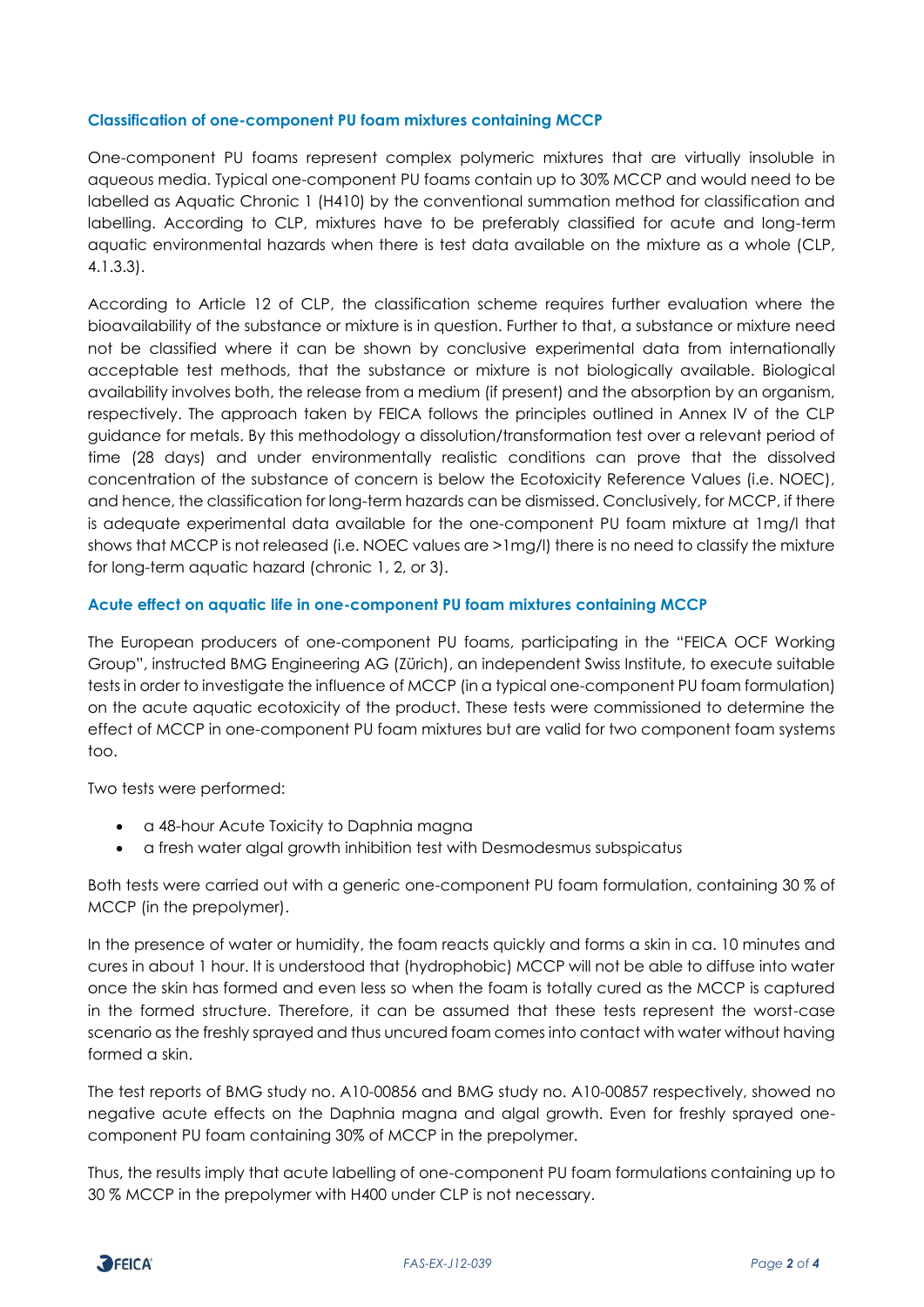### Classification of one-component PU foam mixtures containing MCCP

One-component PU foams represent complex polymeric mixtures that are virtually insoluble in aqueous media. Typical one-component PU foams contain up to 30% MCCP and would need to be labelled as Aquatic Chronic 1 (H410) by the conventional summation method for classification and labelling. According to CLP, mixtures have to be preferably classified for acute and long-term aquatic environmental hazards when there is test data available on the mixture as a whole (CLP, 4.1.3.3).

According to Article 12 of CLP, the classification scheme requires further evaluation where the bioavailability of the substance or mixture is in question. Further to that, a substance or mixture need not be classified where it can be shown by conclusive experimental data from internationally acceptable test methods, that the substance or mixture is not biologically available. Biological availability involves both, the release from a medium (if present) and the absorption by an organism, respectively. The approach taken by FEICA follows the principles outlined in Annex IV of the CLP guidance for metals. By this methodology a dissolution/transformation test over a relevant period of time (28 days) and under environmentally realistic conditions can prove that the dissolved concentration of the substance of concern is below the Ecotoxicity Reference Values (i.e. NOEC), and hence, the classification for long-term hazards can be dismissed. Conclusively, for MCCP, if there is adequate experimental data available for the one-component PU foam mixture at 1mg/l that shows that MCCP is not released (i.e. NOEC values are >1mg/l) there is no need to classify the mixture for long-term aquatic hazard (chronic 1, 2, or 3).

### Acute effect on aquatic life in one-component PU foam mixtures containing MCCP

The European producers of one-component PU foams, participating in the "FEICA OCF Working Group", instructed BMG Engineering AG (Zürich), an independent Swiss Institute, to execute suitable tests in order to investigate the influence of MCCP (in a typical one-component PU foam formulation) on the acute aquatic ecotoxicity of the product. These tests were commissioned to determine the effect of MCCP in one-component PU foam mixtures but are valid for two component foam systems too.

Two tests were performed:

- a 48-hour Acute Toxicity to Daphnia magna
- a fresh water algal growth inhibition test with Desmodesmus subspicatus

Both tests were carried out with a generic one-component PU foam formulation, containing 30 % of MCCP (in the prepolymer).

In the presence of water or humidity, the foam reacts quickly and forms a skin in ca. 10 minutes and cures in about 1 hour. It is understood that (hydrophobic) MCCP will not be able to diffuse into water once the skin has formed and even less so when the foam is totally cured as the MCCP is captured in the formed structure. Therefore, it can be assumed that these tests represent the worst-case scenario as the freshly sprayed and thus uncured foam comes into contact with water without having formed a skin.

The test reports of BMG study no. A10-00856 and BMG study no. A10-00857 respectively, showed no negative acute effects on the Daphnia magna and algal growth. Even for freshly sprayed one-component PU foam containing 30% of MCCP in the prepolymer.

Thus, the results imply that acute labelling of one-component PU foam formulations containing up to 30 % MCCP in the prepolymer with H400 under CLP is not necessary.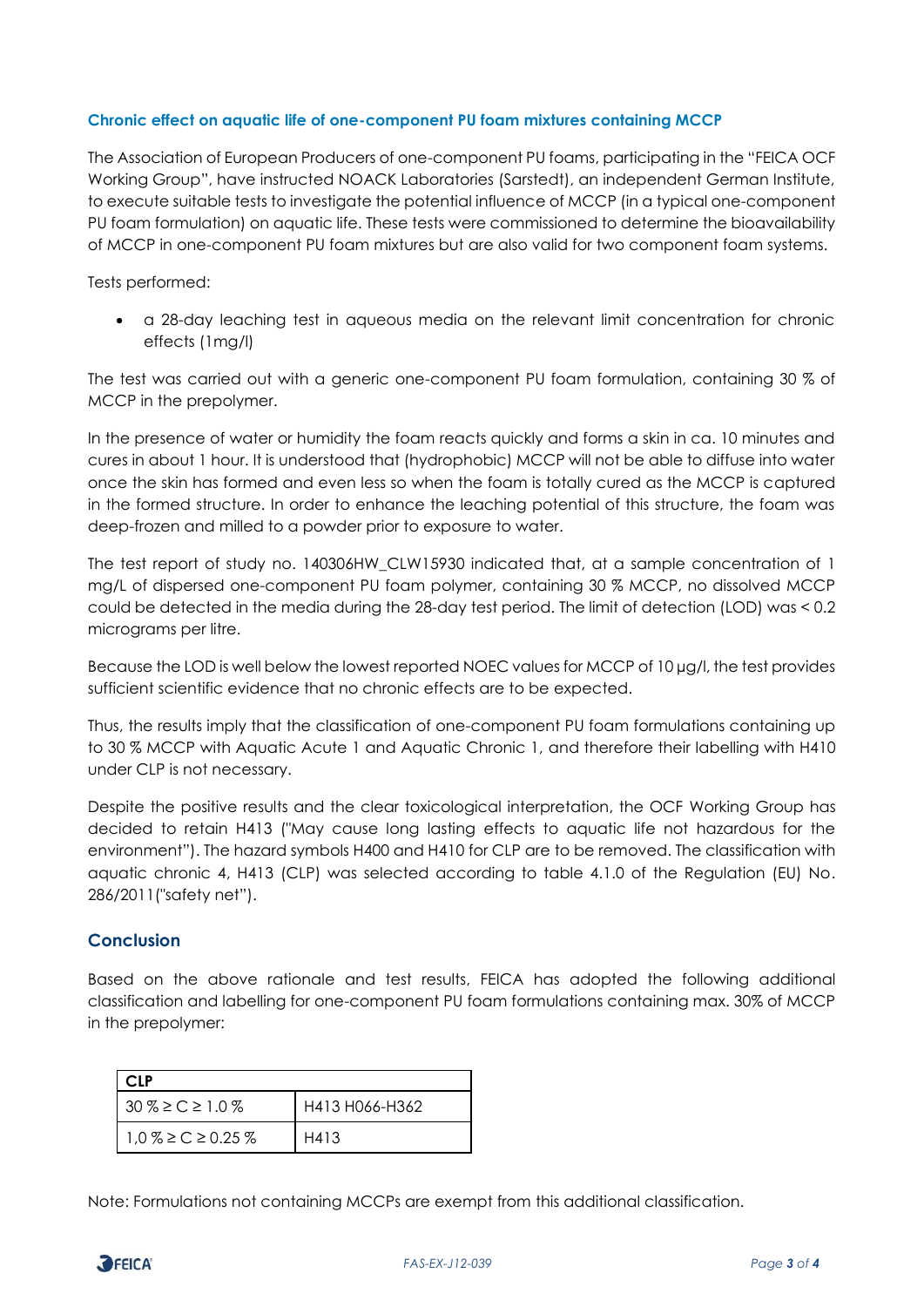### Chronic effect on aquatic life of one-component PU foam mixtures containing MCCP

The Association of European Producers of one-component PU foams, participating in the "FEICA OCF Working Group", have instructed NOACK Laboratories (Sarstedt), an independent German Institute, to execute suitable tests to investigate the potential influence of MCCP (in a typical one-component PU foam formulation) on aquatic life. These tests were commissioned to determine the bioavailability of MCCP in one-component PU foam mixtures but are also valid for two component foam systems.

Tests performed:

- a 28-day leaching test in aqueous media on the relevant limit concentration for chronic effects (1mg/l)

The test was carried out with a generic one-component PU foam formulation, containing 30 % of MCCP in the prepolymer.

In the presence of water or humidity the foam reacts quickly and forms a skin in ca. 10 minutes and cures in about 1 hour. It is understood that (hydrophobic) MCCP will not be able to diffuse into water once the skin has formed and even less so when the foam is totally cured as the MCCP is captured in the formed structure. In order to enhance the leaching potential of this structure, the foam was deep-frozen and milled to a powder prior to exposure to water.

The test report of study no. 140306HW_CLW15930 indicated that, at a sample concentration of 1 mg/L of dispersed one-component PU foam polymer, containing 30 % MCCP, no dissolved MCCP could be detected in the media during the 28-day test period. The limit of detection (LOD) was < 0.2 micrograms per litre.

Because the LOD is well below the lowest reported NOEC values for MCCP of 10 µg/l, the test provides sufficient scientific evidence that no chronic effects are to be expected.

Thus, the results imply that the classification of one-component PU foam formulations containing up to 30 % MCCP with Aquatic Acute 1 and Aquatic Chronic 1, and therefore their labelling with H410 under CLP is not necessary.

Despite the positive results and the clear toxicological interpretation, the OCF Working Group has decided to retain H413 ("May cause long lasting effects to aquatic life not hazardous for the environment"). The hazard symbols H400 and H410 for CLP are to be removed. The classification with aquatic chronic 4, H413 (CLP) was selected according to table 4.1.0 of the Regulation (EU) No. 286/2011("safety net").

## Conclusion

Based on the above rationale and test results, FEICA has adopted the following additional classification and labelling for one-component PU foam formulations containing max. 30% of MCCP in the prepolymer:

| CLP | |
|---|---|
| 30 % ≥ C ≥ 1.0 % | H413 H066-H362 |
| 1,0 % ≥ C ≥ 0.25 % | H413 |

Note: Formulations not containing MCCPs are exempt from this additional classification.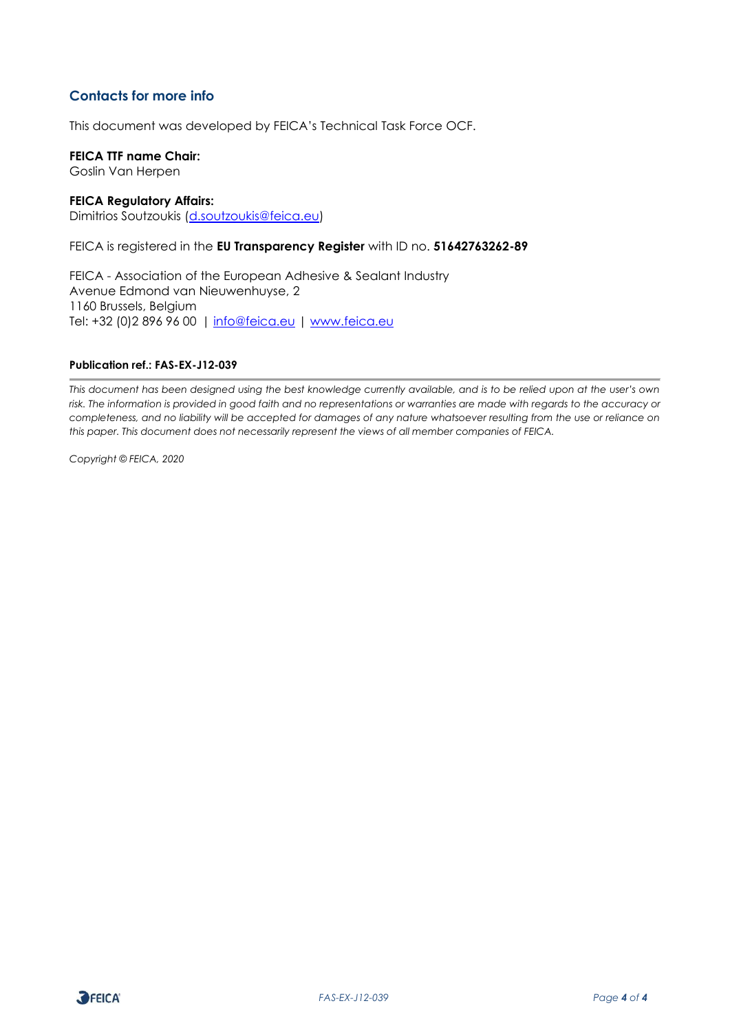## Contacts for more info

This document was developed by FEICA's Technical Task Force OCF.

**FEICA TTF name Chair:**
Goslin Van Herpen

**FEICA Regulatory Affairs:**
Dimitrios Soutzoukis (d.soutzoukis@feica.eu)

FEICA is registered in the **EU Transparency Register** with ID no. **51642763262-89**

FEICA - Association of the European Adhesive & Sealant Industry
Avenue Edmond van Nieuwenhuyse, 2
1160 Brussels, Belgium
Tel: +32 (0)2 896 96 00 | info@feica.eu | www.feica.eu

**Publication ref.: FAS-EX-J12-039**

---

*This document has been designed using the best knowledge currently available, and is to be relied upon at the user's own risk. The information is provided in good faith and no representations or warranties are made with regards to the accuracy or completeness, and no liability will be accepted for damages of any nature whatsoever resulting from the use or reliance on this paper. This document does not necessarily represent the views of all member companies of FEICA.*

*Copyright © FEICA, 2020*